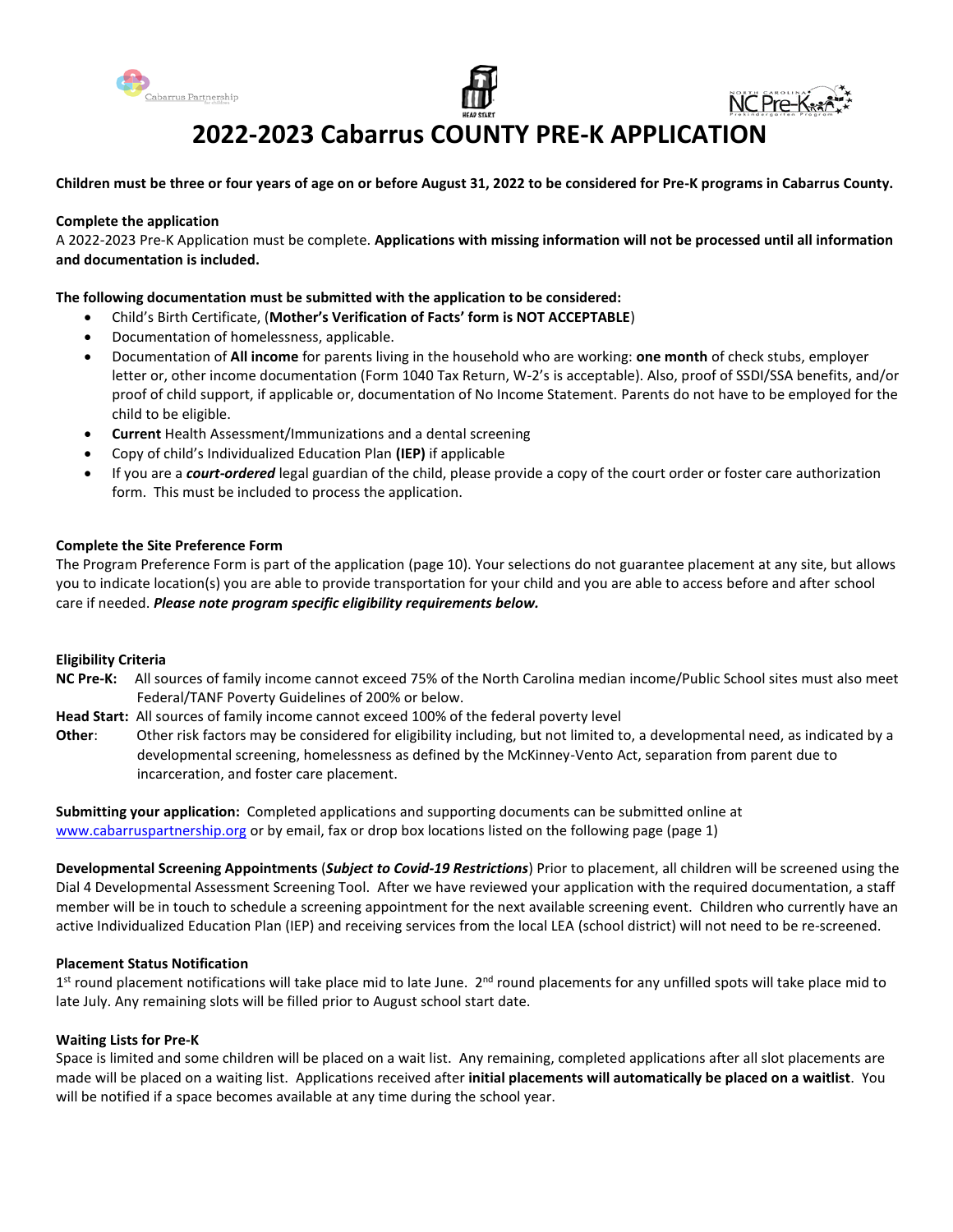# 2022-2023 Cabarrus COUNTY PRE-K APPLICATION

**Children must be three or four years of age on or before August 31, 2022 to be considered for Pre-K programs in Cabarrus County.**

**Complete the application**

A 2022-2023 Pre-K Application must be complete. **Applications with missing information will not be processed until all information and documentation is included.**

**The following documentation must be submitted with the application to be considered:**

- Child's Birth Certificate, (**Mother's Verification of Facts' form is NOT ACCEPTABLE**)
- Documentation of homelessness, applicable.
- Documentation of **All income** for parents living in the household who are working: **one month** of check stubs, employer letter or, other income documentation (Form 1040 Tax Return, W-2's is acceptable). Also, proof of SSDI/SSA benefits, and/or proof of child support, if applicable or, documentation of No Income Statement. Parents do not have to be employed for the child to be eligible.
- **Current** Health Assessment/Immunizations and a dental screening
- Copy of child's Individualized Education Plan **(IEP)** if applicable
- If you are a ***court-ordered*** legal guardian of the child, please provide a copy of the court order or foster care authorization form. This must be included to process the application.

**Complete the Site Preference Form**

The Program Preference Form is part of the application (page 10). Your selections do not guarantee placement at any site, but allows you to indicate location(s) you are able to provide transportation for your child and you are able to access before and after school care if needed. ***Please note program specific eligibility requirements below.***

**Eligibility Criteria**

**NC Pre-K:** All sources of family income cannot exceed 75% of the North Carolina median income/Public School sites must also meet Federal/TANF Poverty Guidelines of 200% or below.

**Head Start:** All sources of family income cannot exceed 100% of the federal poverty level

**Other**: Other risk factors may be considered for eligibility including, but not limited to, a developmental need, as indicated by a developmental screening, homelessness as defined by the McKinney-Vento Act, separation from parent due to incarceration, and foster care placement.

**Submitting your application:** Completed applications and supporting documents can be submitted online at www.cabarruspartnership.org or by email, fax or drop box locations listed on the following page (page 1)

**Developmental Screening Appointments** (***Subject to Covid-19 Restrictions***) Prior to placement, all children will be screened using the Dial 4 Developmental Assessment Screening Tool. After we have reviewed your application with the required documentation, a staff member will be in touch to schedule a screening appointment for the next available screening event. Children who currently have an active Individualized Education Plan (IEP) and receiving services from the local LEA (school district) will not need to be re-screened.

**Placement Status Notification**

1st round placement notifications will take place mid to late June. 2nd round placements for any unfilled spots will take place mid to late July. Any remaining slots will be filled prior to August school start date.

**Waiting Lists for Pre-K**

Space is limited and some children will be placed on a wait list. Any remaining, completed applications after all slot placements are made will be placed on a waiting list. Applications received after **initial placements will automatically be placed on a waitlist**. You will be notified if a space becomes available at any time during the school year.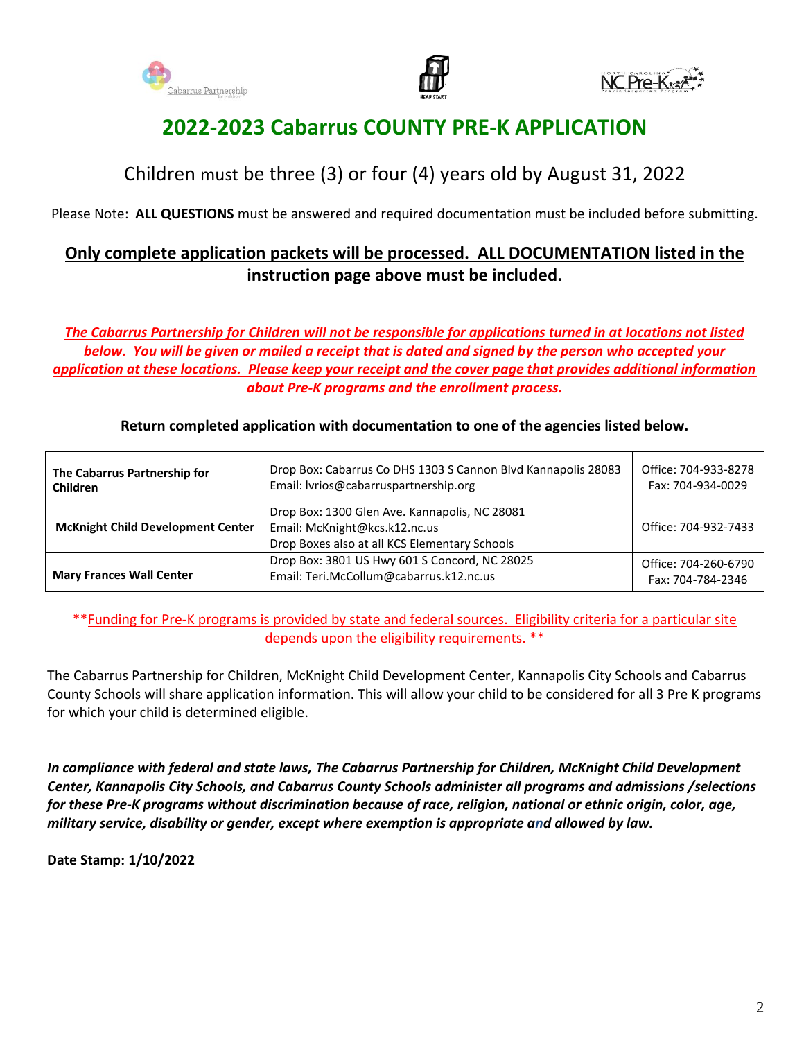# 2022-2023 Cabarrus COUNTY PRE-K APPLICATION

## Children must be three (3) or four (4) years old by August 31, 2022

Please Note: **ALL QUESTIONS** must be answered and required documentation must be included before submitting.

**Only complete application packets will be processed. ALL DOCUMENTATION listed in the instruction page above must be included.**

*The Cabarrus Partnership for Children will not be responsible for applications turned in at locations not listed below. You will be given or mailed a receipt that is dated and signed by the person who accepted your application at these locations. Please keep your receipt and the cover page that provides additional information about Pre-K programs and the enrollment process.*

**Return completed application with documentation to one of the agencies listed below.**

| | | |
|---|---|---|
| **The Cabarrus Partnership for Children** | Drop Box: Cabarrus Co DHS 1303 S Cannon Blvd Kannapolis 28083<br>Email: lvrios@cabarruspartnership.org | Office: 704-933-8278<br>Fax: 704-934-0029 |
| **McKnight Child Development Center** | Drop Box: 1300 Glen Ave. Kannapolis, NC 28081<br>Email: McKnight@kcs.k12.nc.us<br>Drop Boxes also at all KCS Elementary Schools | Office: 704-932-7433 |
| **Mary Frances Wall Center** | Drop Box: 3801 US Hwy 601 S Concord, NC 28025<br>Email: Teri.McCollum@cabarrus.k12.nc.us | Office: 704-260-6790<br>Fax: 704-784-2346 |

**Funding for Pre-K programs is provided by state and federal sources. Eligibility criteria for a particular site depends upon the eligibility requirements. **

The Cabarrus Partnership for Children, McKnight Child Development Center, Kannapolis City Schools and Cabarrus County Schools will share application information. This will allow your child to be considered for all 3 Pre K programs for which your child is determined eligible.

***In compliance with federal and state laws, The Cabarrus Partnership for Children, McKnight Child Development Center, Kannapolis City Schools, and Cabarrus County Schools administer all programs and admissions /selections for these Pre-K programs without discrimination because of race, religion, national or ethnic origin, color, age, military service, disability or gender, except where exemption is appropriate and allowed by law.***

**Date Stamp: 1/10/2022**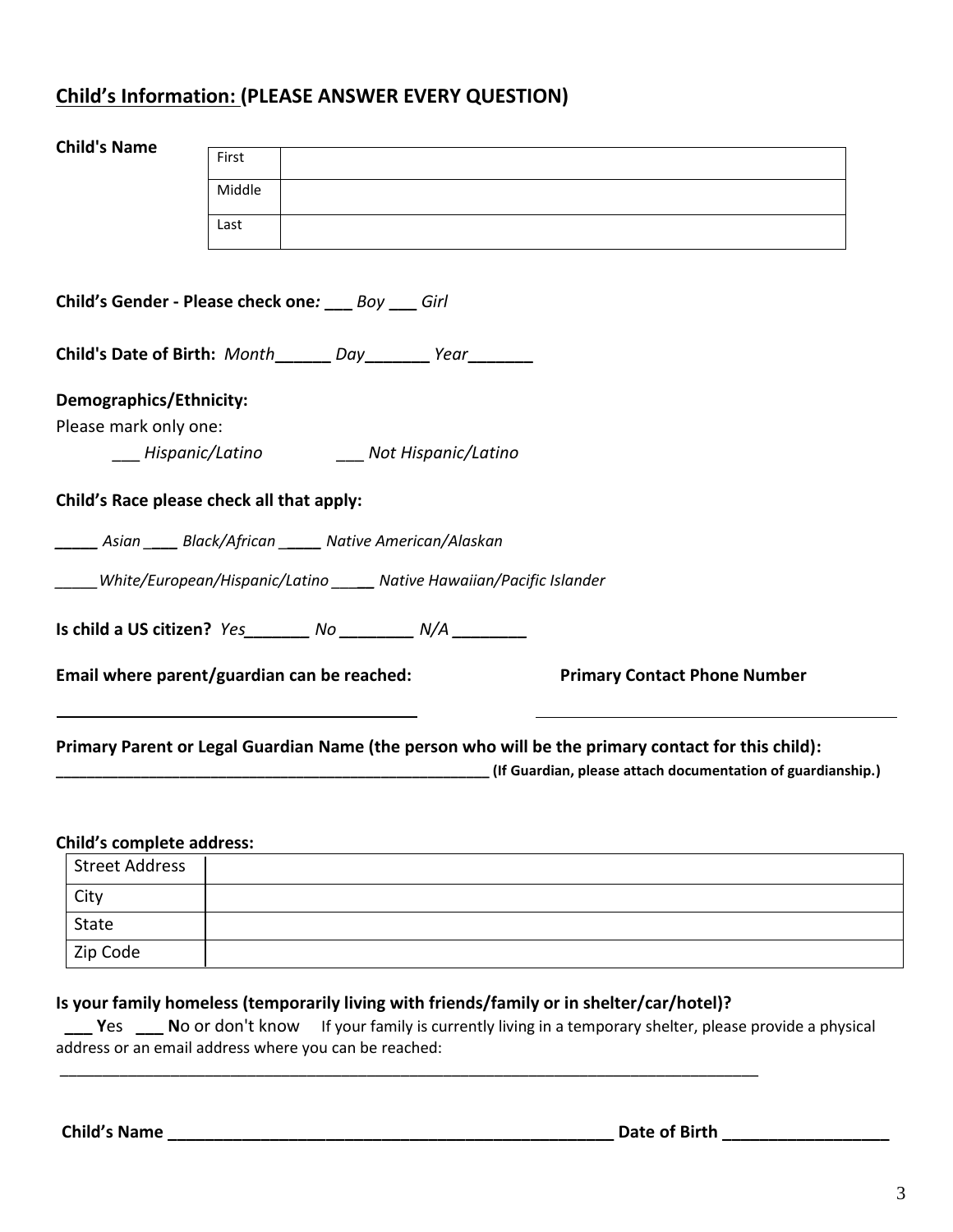## Child's Information: (PLEASE ANSWER EVERY QUESTION)

**Child's Name**

| | |
|---|---|
| First | |
| Middle | |
| Last | |

**Child's Gender - Please check one:** ___ *Boy* ___ *Girl*

**Child's Date of Birth:** *Month*______ *Day*_______ *Year*_______

**Demographics/Ethnicity:**

Please mark only one:

___ *Hispanic/Latino* ___ *Not Hispanic/Latino*

**Child's Race please check all that apply:**

_____ *Asian* ____ *Black/African* _____ *Native American/Alaskan*

_____ *White/European/Hispanic/Latino* _____ *Native Hawaiian/Pacific Islander*

**Is child a US citizen?** *Yes*_______ *No* ________ *N/A* ________

**Email where parent/guardian can be reached:** ________________________________________

**Primary Contact Phone Number** ________________________________________

**Primary Parent or Legal Guardian Name (the person who will be the primary contact for this child):**

___________________________________________________ **(If Guardian, please attach documentation of guardianship.)**

**Child's complete address:**

| | |
|---|---|
| Street Address | |
| City | |
| State | |
| Zip Code | |

**Is your family homeless (temporarily living with friends/family or in shelter/car/hotel)?**

___ **Y**es ___ **N**o or don't know If your family is currently living in a temporary shelter, please provide a physical address or an email address where you can be reached:

_____________________________________________________________________________________

**Child's Name** _________________________________________________ **Date of Birth** __________________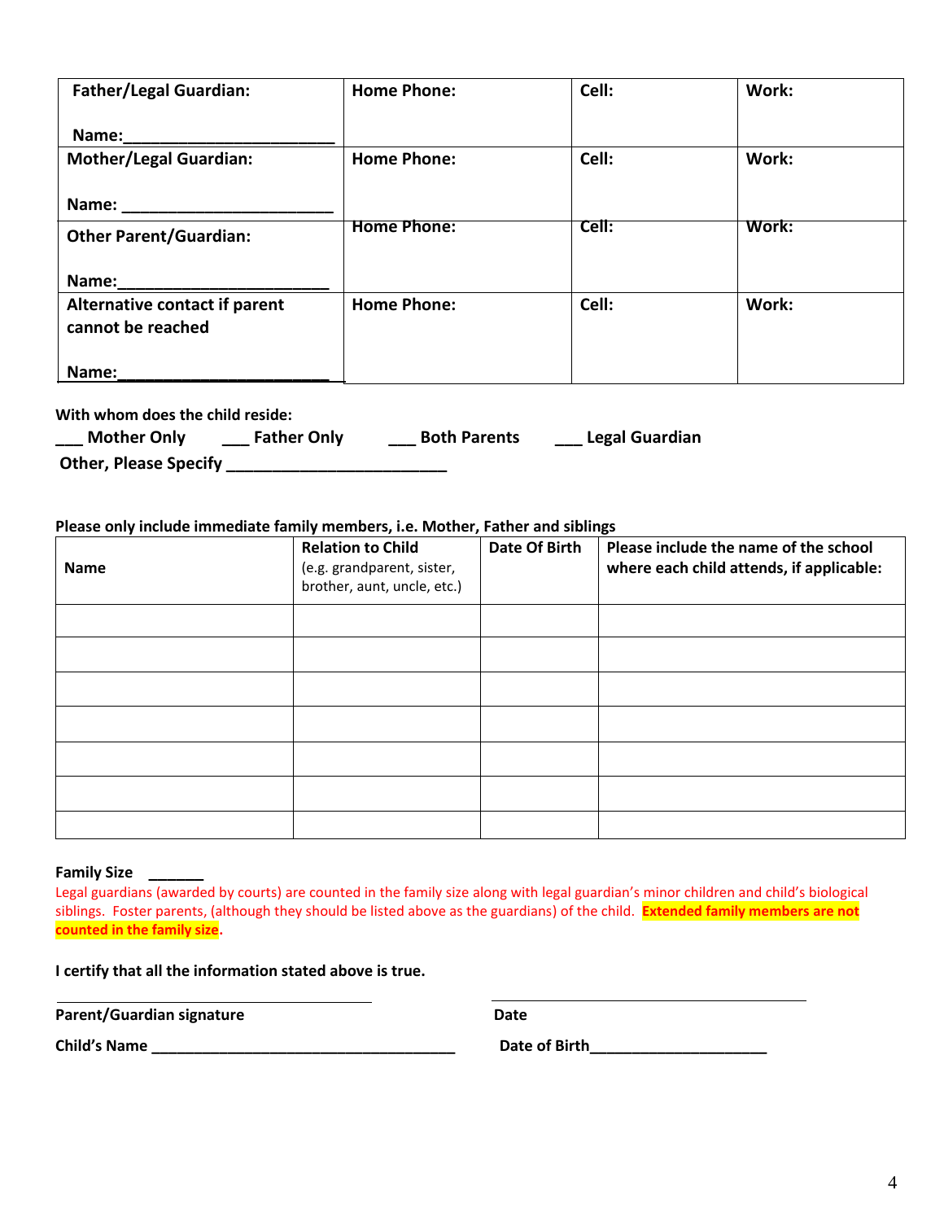| Father/Legal Guardian:<br><br>Name:_______________________ | Home Phone: | Cell: | Work: |
|---|---|---|---|
| Mother/Legal Guardian:<br><br>Name: _______________________ | Home Phone: | Cell: | Work: |
| Other Parent/Guardian:<br><br>Name:_______________________ | Home Phone: | Cell: | Work: |
| Alternative contact if parent cannot be reached<br><br>Name:_______________________ | Home Phone: | Cell: | Work: |

**With whom does the child reside:**

**___ Mother Only ___ Father Only ___ Both Parents ___ Legal Guardian**

**Other, Please Specify ________________________**

**Please only include immediate family members, i.e. Mother, Father and siblings**

| Name | **Relation to Child** (e.g. grandparent, sister, brother, aunt, uncle, etc.) | Date Of Birth | Please include the name of the school where each child attends, if applicable: |
|---|---|---|---|
| | | | |
| | | | |
| | | | |
| | | | |
| | | | |
| | | | |
| | | | |

**Family Size ______**

Legal guardians (awarded by courts) are counted in the family size along with legal guardian's minor children and child's biological siblings. Foster parents, (although they should be listed above as the guardians) of the child. **Extended family members are not counted in the family size**.

**I certify that all the information stated above is true.**

______________________________ ______________________________

**Parent/Guardian signature** **Date**

**Child's Name ___________________________________** **Date of Birth____________________**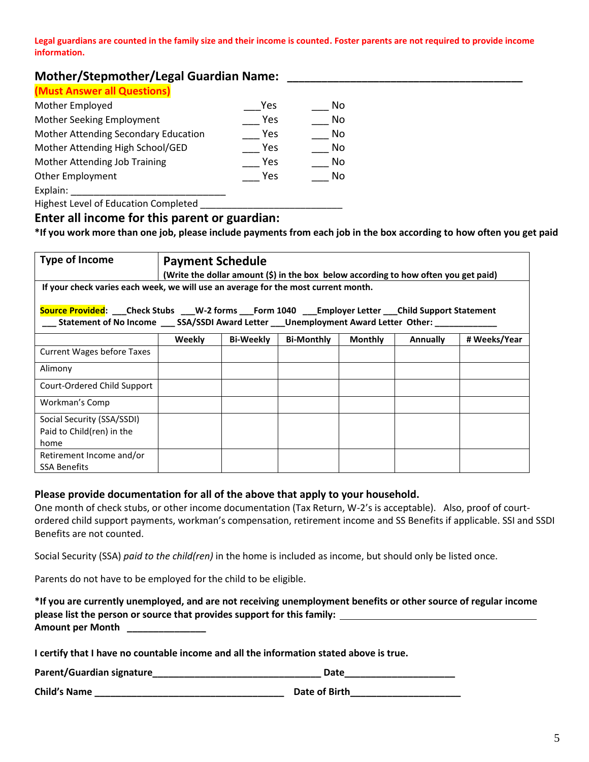**Legal guardians are counted in the family size and their income is counted. Foster parents are not required to provide income information.**

## Mother/Stepmother/Legal Guardian Name: ______________________________________

**(Must Answer all Questions)**

| | | |
|---|---|---|
| Mother Employed | ___Yes | ___ No |
| Mother Seeking Employment | ___ Yes | ___ No |
| Mother Attending Secondary Education | ___ Yes | ___ No |
| Mother Attending High School/GED | ___ Yes | ___ No |
| Mother Attending Job Training | ___ Yes | ___ No |
| Other Employment | ___ Yes | ___ No |

Explain: ____________________________

Highest Level of Education Completed _________________________

## Enter all income for this parent or guardian:

**\*If you work more than one job, please include payments from each job in the box according to how often you get paid**

| **Type of Income** | **Payment Schedule** (Write the dollar amount ($) in the box below according to how often you get paid) | | | | | |
|---|---|---|---|---|---|---|
| If your check varies each week, we will use an average for the most current month. **Source Provided**: ___Check Stubs ___W-2 forms ___Form 1040 ___Employer Letter ___Child Support Statement ___ Statement of No Income ___ SSA/SSDI Award Letter ___Unemployment Award Letter Other: ____________ | | | | | | |
| | **Weekly** | **Bi-Weekly** | **Bi-Monthly** | **Monthly** | **Annually** | **# Weeks/Year** |
| Current Wages before Taxes | | | | | | |
| Alimony | | | | | | |
| Court-Ordered Child Support | | | | | | |
| Workman's Comp | | | | | | |
| Social Security (SSA/SSDI) Paid to Child(ren) in the home | | | | | | |
| Retirement Income and/or SSA Benefits | | | | | | |

**Please provide documentation for all of the above that apply to your household.**

One month of check stubs, or other income documentation (Tax Return, W-2's is acceptable). Also, proof of court-ordered child support payments, workman's compensation, retirement income and SS Benefits if applicable. SSI and SSDI Benefits are not counted.

Social Security (SSA) *paid to the child(ren)* in the home is included as income, but should only be listed once.

Parents do not have to be employed for the child to be eligible.

**\*If you are currently unemployed, and are not receiving unemployment benefits or other source of regular income please list the person or source that provides support for this family:** ______________________________________

**Amount per Month** _______________

**I certify that I have no countable income and all the information stated above is true.**

**Parent/Guardian signature**________________________________ **Date**_____________________

**Child's Name** ____________________________________ **Date of Birth**_____________________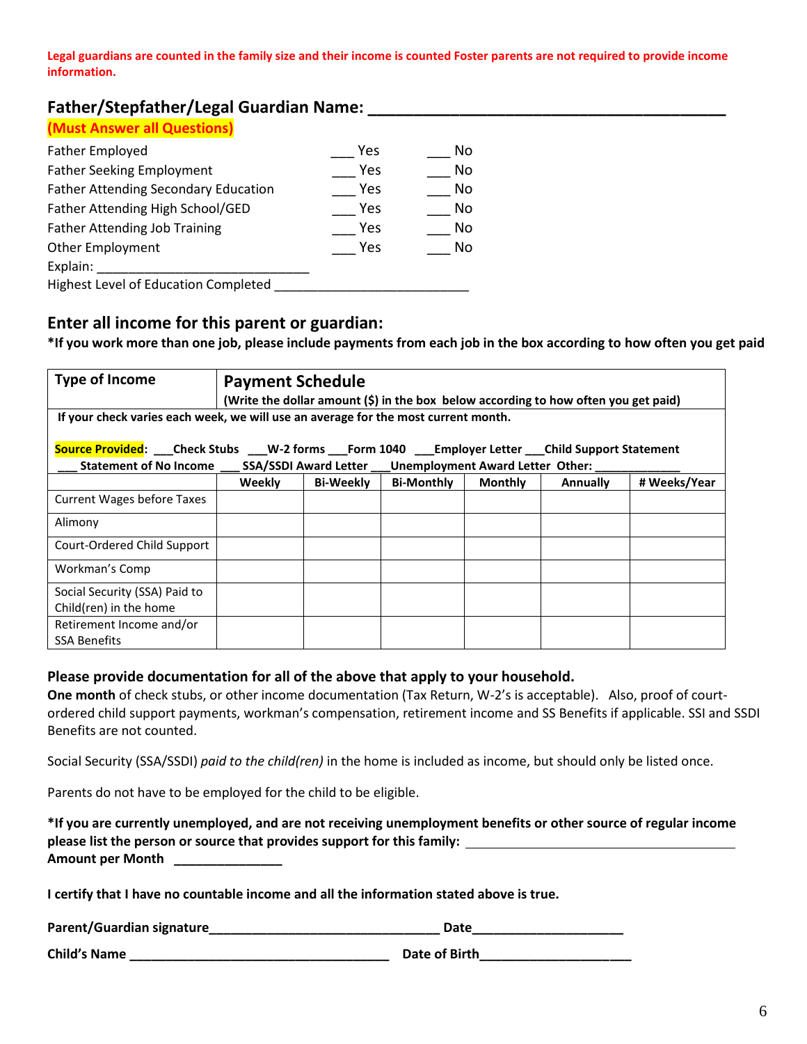**Legal guardians are counted in the family size and their income is counted Foster parents are not required to provide income information.**

## Father/Stepfather/Legal Guardian Name: ______________________________________

**(Must Answer all Questions)**

| | | |
|---|---|---|
| Father Employed | ___ Yes | ___ No |
| Father Seeking Employment | ___ Yes | ___ No |
| Father Attending Secondary Education | ___ Yes | ___ No |
| Father Attending High School/GED | ___ Yes | ___ No |
| Father Attending Job Training | ___ Yes | ___ No |
| Other Employment | ___ Yes | ___ No |

Explain: ____________________________

Highest Level of Education Completed __________________________

## Enter all income for this parent or guardian:

**\*If you work more than one job, please include payments from each job in the box according to how often you get paid**

| Type of Income | Payment Schedule (Write the dollar amount ($) in the box below according to how often you get paid) | | | | | |
|---|---|---|---|---|---|---|
| **If your check varies each week, we will use an average for the most current month.** **Source Provided**: ___Check Stubs ___W-2 forms ___Form 1040 ___Employer Letter ___Child Support Statement ___ Statement of No Income ___ SSA/SSDI Award Letter ___Unemployment Award Letter Other: ____________ | | | | | | |
| | **Weekly** | **Bi-Weekly** | **Bi-Monthly** | **Monthly** | **Annually** | **# Weeks/Year** |
| Current Wages before Taxes | | | | | | |
| Alimony | | | | | | |
| Court-Ordered Child Support | | | | | | |
| Workman's Comp | | | | | | |
| Social Security (SSA) Paid to Child(ren) in the home | | | | | | |
| Retirement Income and/or SSA Benefits | | | | | | |

**Please provide documentation for all of the above that apply to your household.**

**One month** of check stubs, or other income documentation (Tax Return, W-2's is acceptable). Also, proof of court-ordered child support payments, workman's compensation, retirement income and SS Benefits if applicable. SSI and SSDI Benefits are not counted.

Social Security (SSA/SSDI) *paid to the child(ren)* in the home is included as income, but should only be listed once.

Parents do not have to be employed for the child to be eligible.

**\*If you are currently unemployed, and are not receiving unemployment benefits or other source of regular income please list the person or source that provides support for this family:** ____________________________________

**Amount per Month** _______________

**I certify that I have no countable income and all the information stated above is true.**

**Parent/Guardian signature**_______________________________ **Date**____________________

**Child's Name** ___________________________________ **Date of Birth**____________________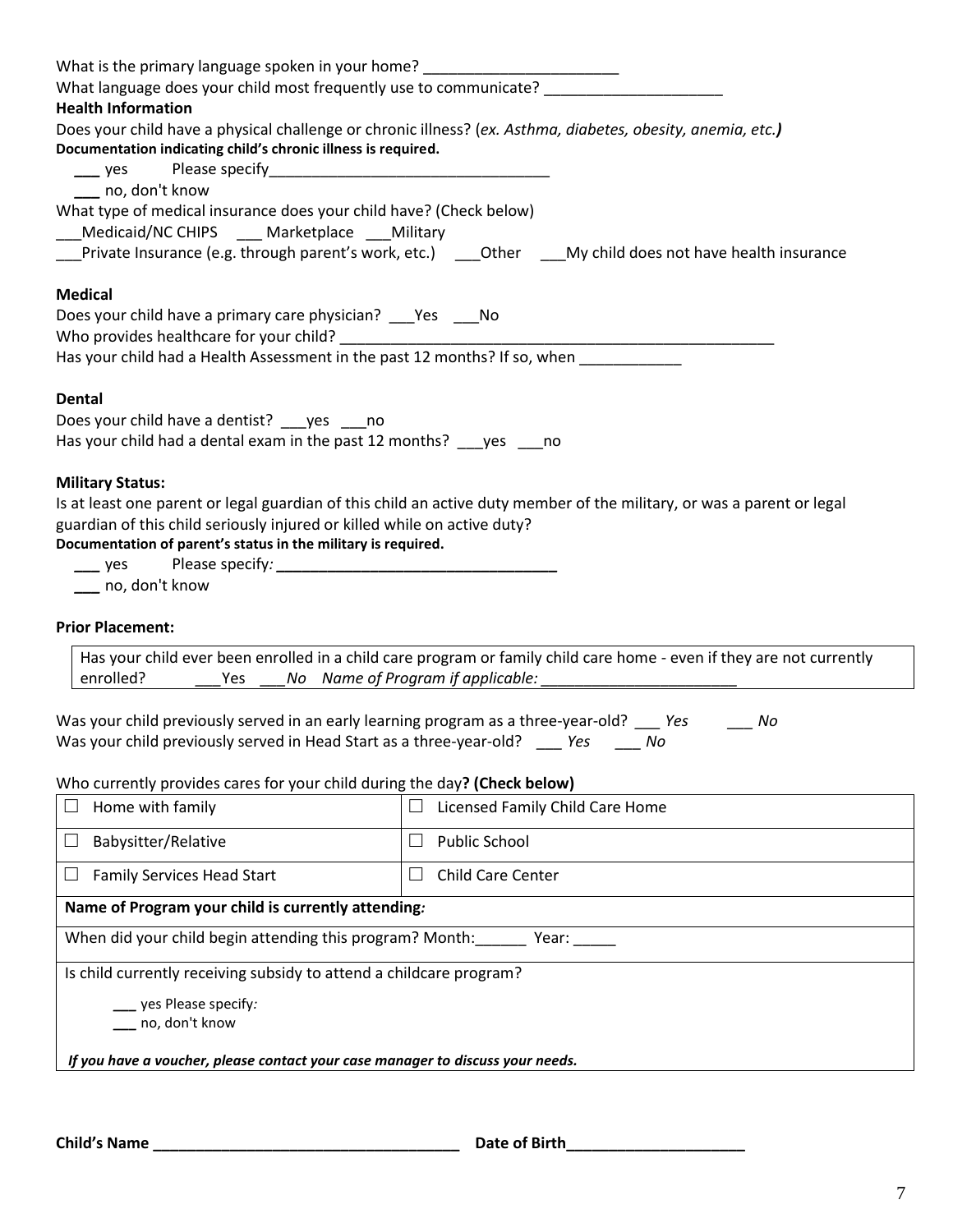What is the primary language spoken in your home? _______________________

What language does your child most frequently use to communicate? _____________________

**Health Information**

Does your child have a physical challenge or chronic illness? (*ex. Asthma, diabetes, obesity, anemia, etc.)*

**Documentation indicating child's chronic illness is required.**

___ yes Please specify_________________________________

___ no, don't know

What type of medical insurance does your child have? (Check below)

___Medicaid/NC CHIPS ___ Marketplace ___Military

___Private Insurance (e.g. through parent's work, etc.) ___Other ___My child does not have health insurance

**Medical**

Does your child have a primary care physician? ___Yes ___No

Who provides healthcare for your child? _____________________________________________________

Has your child had a Health Assessment in the past 12 months? If so, when ____________

**Dental**

Does your child have a dentist? ___yes ___no

Has your child had a dental exam in the past 12 months? ___yes ___no

**Military Status:**

Is at least one parent or legal guardian of this child an active duty member of the military, or was a parent or legal guardian of this child seriously injured or killed while on active duty?

**Documentation of parent's status in the military is required.**

___ yes Please specify*:* _________________________________

___ no, don't know

**Prior Placement:**

| Has your child ever been enrolled in a child care program or family child care home - even if they are not currently enrolled? ___Yes ___*No Name of Program if applicable:* _______________________ |
|---|

Was your child previously served in an early learning program as a three-year-old? ___ *Yes* ___ *No*

Was your child previously served in Head Start as a three-year-old? ___ *Yes* ___ *No*

Who currently provides cares for your child during the day**? (Check below)**

| | |
|---|---|
| ☐ Home with family | ☐ Licensed Family Child Care Home |
| ☐ Babysitter/Relative | ☐ Public School |
| ☐ Family Services Head Start | ☐ Child Care Center |
| **Name of Program your child is currently attending*:*** | |
| When did your child begin attending this program? Month:______ Year: _____ | |
| Is child currently receiving subsidy to attend a childcare program?<br>___ yes Please specify*:*<br>___ no, don't know<br>***If you have a voucher, please contact your case manager to discuss your needs.*** | |

**Child's Name ____________________________________ Date of Birth_____________________**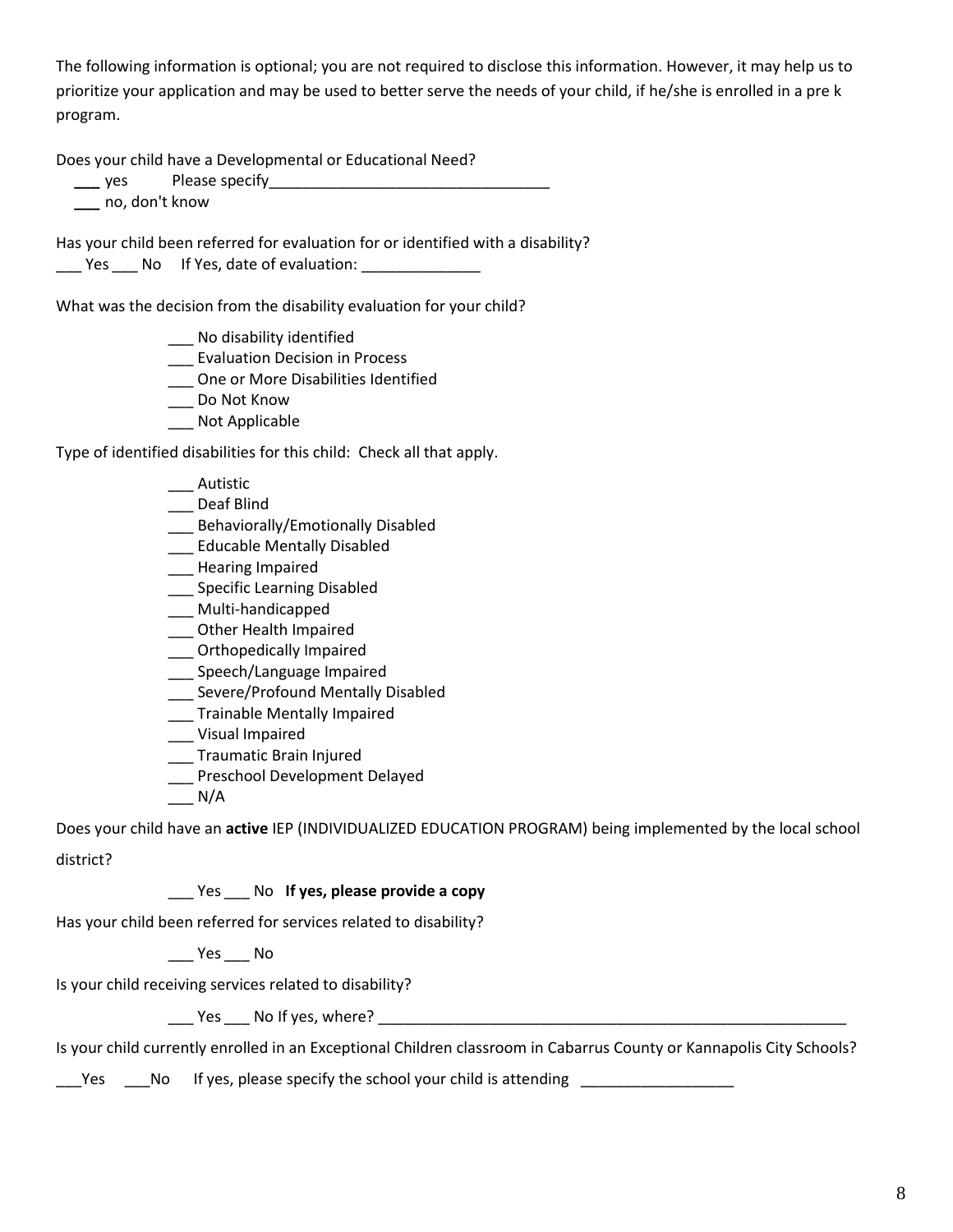The following information is optional; you are not required to disclose this information. However, it may help us to prioritize your application and may be used to better serve the needs of your child, if he/she is enrolled in a pre k program.

Does your child have a Developmental or Educational Need?

___ yes Please specify_________________________________

___ no, don't know

Has your child been referred for evaluation for or identified with a disability?

___ Yes ___ No If Yes, date of evaluation: ______________

What was the decision from the disability evaluation for your child?

___ No disability identified
___ Evaluation Decision in Process
___ One or More Disabilities Identified
___ Do Not Know
___ Not Applicable

Type of identified disabilities for this child: Check all that apply.

___ Autistic
___ Deaf Blind
___ Behaviorally/Emotionally Disabled
___ Educable Mentally Disabled
___ Hearing Impaired
___ Specific Learning Disabled
___ Multi-handicapped
___ Other Health Impaired
___ Orthopedically Impaired
___ Speech/Language Impaired
___ Severe/Profound Mentally Disabled
___ Trainable Mentally Impaired
___ Visual Impaired
___ Traumatic Brain Injured
___ Preschool Development Delayed
___ N/A

Does your child have an **active** IEP (INDIVIDUALIZED EDUCATION PROGRAM) being implemented by the local school district?

___ Yes ___ No **If yes, please provide a copy**

Has your child been referred for services related to disability?

___ Yes ___ No

Is your child receiving services related to disability?

___ Yes ___ No If yes, where? ___________________________________________________________

Is your child currently enrolled in an Exceptional Children classroom in Cabarrus County or Kannapolis City Schools?

___Yes ___No If yes, please specify the school your child is attending __________________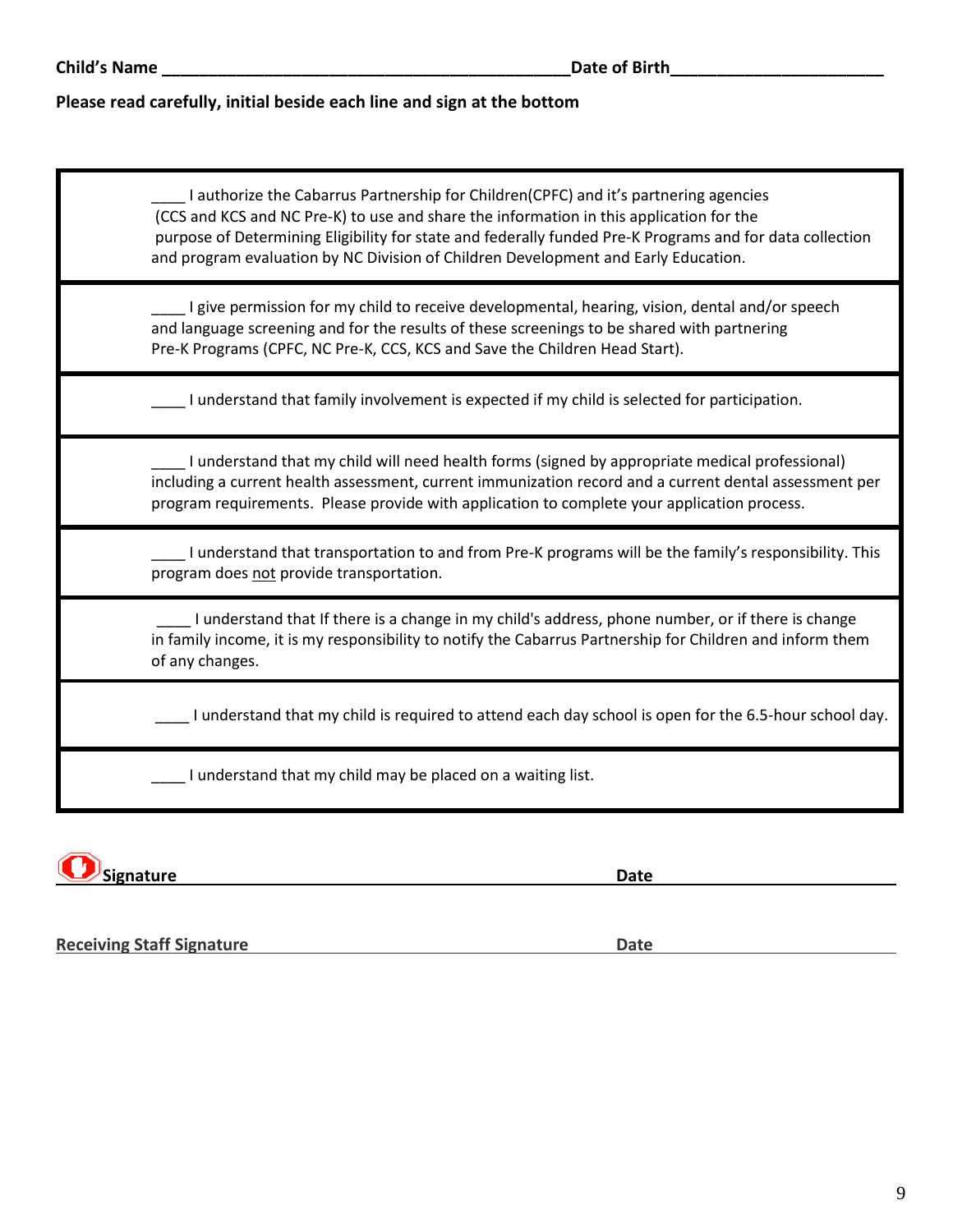**Child's Name \_\_\_\_\_\_\_\_\_\_\_\_\_\_\_\_\_\_\_\_\_\_\_\_\_\_\_\_\_\_\_\_\_\_\_\_\_\_\_\_\_\_\_\_\_Date of Birth\_\_\_\_\_\_\_\_\_\_\_\_\_\_\_\_\_\_\_\_\_\_\_\_**

**Please read carefully, initial beside each line and sign at the bottom**

| |
|---|
| \_\_\_\_ I authorize the Cabarrus Partnership for Children(CPFC) and it's partnering agencies (CCS and KCS and NC Pre-K) to use and share the information in this application for the purpose of Determining Eligibility for state and federally funded Pre-K Programs and for data collection and program evaluation by NC Division of Children Development and Early Education. |
| \_\_\_\_ I give permission for my child to receive developmental, hearing, vision, dental and/or speech and language screening and for the results of these screenings to be shared with partnering Pre-K Programs (CPFC, NC Pre-K, CCS, KCS and Save the Children Head Start). |
| \_\_\_\_ I understand that family involvement is expected if my child is selected for participation. |
| \_\_\_\_ I understand that my child will need health forms (signed by appropriate medical professional) including a current health assessment, current immunization record and a current dental assessment per program requirements. Please provide with application to complete your application process. |
| \_\_\_\_ I understand that transportation to and from Pre-K programs will be the family's responsibility. This program does <u>not</u> provide transportation. |
| \_\_\_\_ I understand that If there is a change in my child's address, phone number, or if there is change in family income, it is my responsibility to notify the Cabarrus Partnership for Children and inform them of any changes. |
| \_\_\_\_ I understand that my child is required to attend each day school is open for the 6.5-hour school day. |
| \_\_\_\_ I understand that my child may be placed on a waiting list. |

**Signature** \_\_\_\_\_\_\_\_\_\_\_\_\_\_\_\_\_\_\_\_\_\_\_\_\_\_\_\_\_\_\_\_\_\_\_\_\_\_\_\_ **Date** \_\_\_\_\_\_\_\_\_\_\_\_\_\_\_\_\_\_\_\_

**Receiving Staff Signature** \_\_\_\_\_\_\_\_\_\_\_\_\_\_\_\_\_\_\_\_\_\_\_\_\_\_\_\_\_\_ **Date** \_\_\_\_\_\_\_\_\_\_\_\_\_\_\_\_\_\_\_\_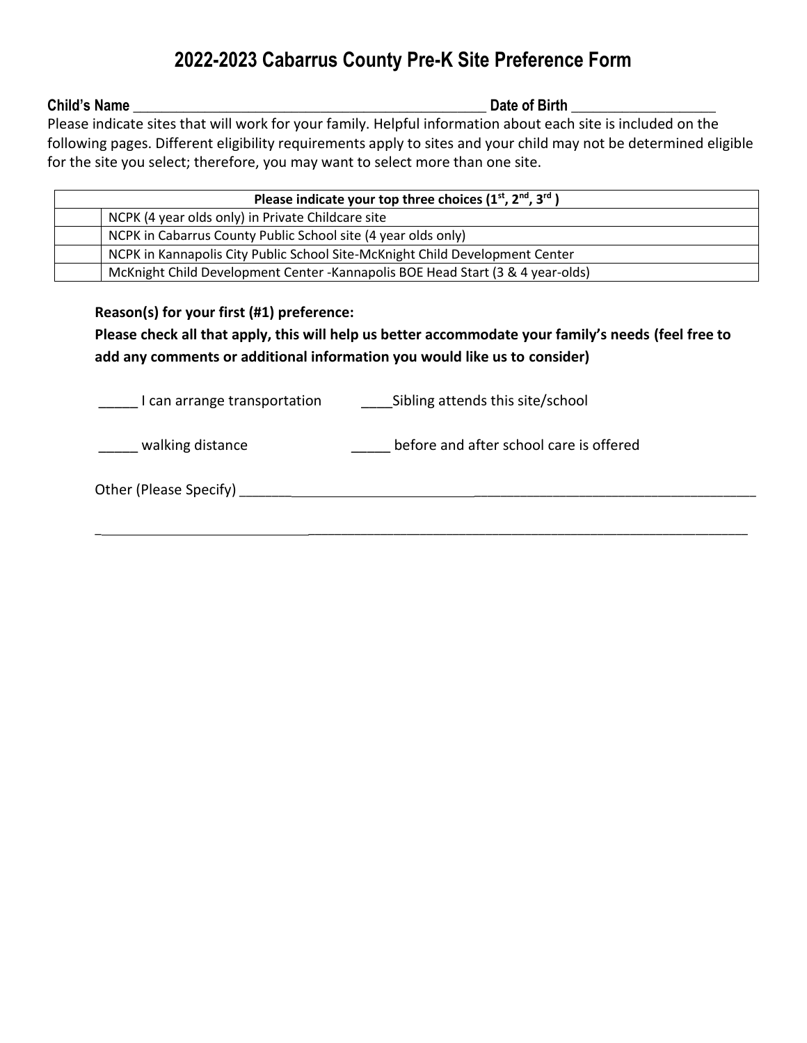# 2022-2023 Cabarrus County Pre-K Site Preference Form

**Child's Name** ________________________________________________ **Date of Birth** __________________

Please indicate sites that will work for your family. Helpful information about each site is included on the following pages. Different eligibility requirements apply to sites and your child may not be determined eligible for the site you select; therefore, you may want to select more than one site.

| | Please indicate your top three choices (1st, 2nd, 3rd ) |
|---|---|
| | NCPK (4 year olds only) in Private Childcare site |
| | NCPK in Cabarrus County Public School site (4 year olds only) |
| | NCPK in Kannapolis City Public School Site-McKnight Child Development Center |
| | McKnight Child Development Center -Kannapolis BOE Head Start (3 & 4 year-olds) |

**Reason(s) for your first (#1) preference:**

**Please check all that apply, this will help us better accommodate your family's needs (feel free to add any comments or additional information you would like us to consider)**

_____ I can arrange transportation ____Sibling attends this site/school

_____ walking distance _____ before and after school care is offered

Other (Please Specify) _______________________________________________________________

______________________________________________________________________________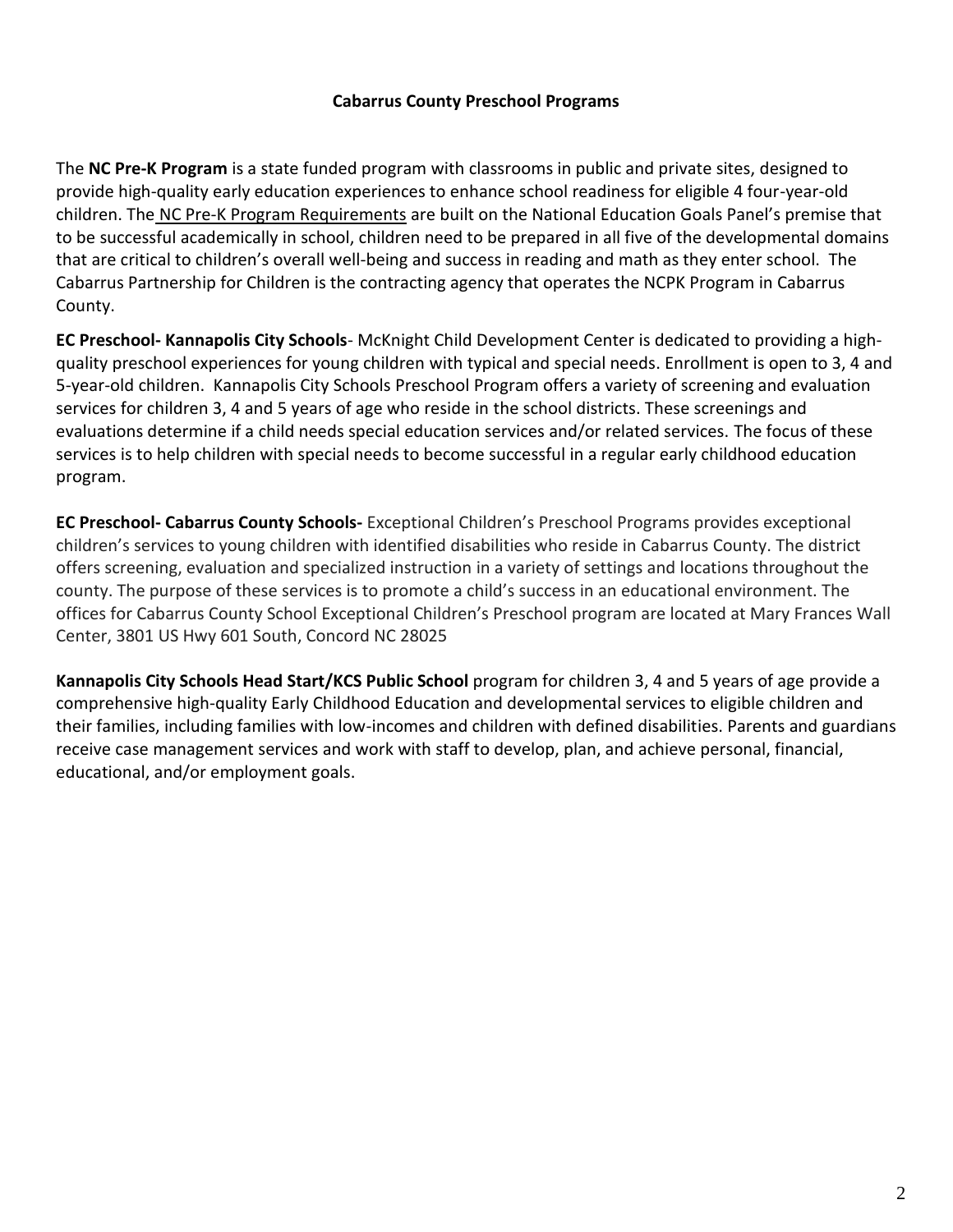# Cabarrus County Preschool Programs

The **NC Pre-K Program** is a state funded program with classrooms in public and private sites, designed to provide high-quality early education experiences to enhance school readiness for eligible 4 four-year-old children. The NC Pre-K Program Requirements are built on the National Education Goals Panel's premise that to be successful academically in school, children need to be prepared in all five of the developmental domains that are critical to children's overall well-being and success in reading and math as they enter school. The Cabarrus Partnership for Children is the contracting agency that operates the NCPK Program in Cabarrus County.

**EC Preschool- Kannapolis City Schools**- McKnight Child Development Center is dedicated to providing a high-quality preschool experiences for young children with typical and special needs. Enrollment is open to 3, 4 and 5-year-old children. Kannapolis City Schools Preschool Program offers a variety of screening and evaluation services for children 3, 4 and 5 years of age who reside in the school districts. These screenings and evaluations determine if a child needs special education services and/or related services. The focus of these services is to help children with special needs to become successful in a regular early childhood education program.

**EC Preschool- Cabarrus County Schools-** Exceptional Children's Preschool Programs provides exceptional children's services to young children with identified disabilities who reside in Cabarrus County. The district offers screening, evaluation and specialized instruction in a variety of settings and locations throughout the county. The purpose of these services is to promote a child's success in an educational environment. The offices for Cabarrus County School Exceptional Children's Preschool program are located at Mary Frances Wall Center, 3801 US Hwy 601 South, Concord NC 28025

**Kannapolis City Schools Head Start/KCS Public School** program for children 3, 4 and 5 years of age provide a comprehensive high-quality Early Childhood Education and developmental services to eligible children and their families, including families with low-incomes and children with defined disabilities. Parents and guardians receive case management services and work with staff to develop, plan, and achieve personal, financial, educational, and/or employment goals.